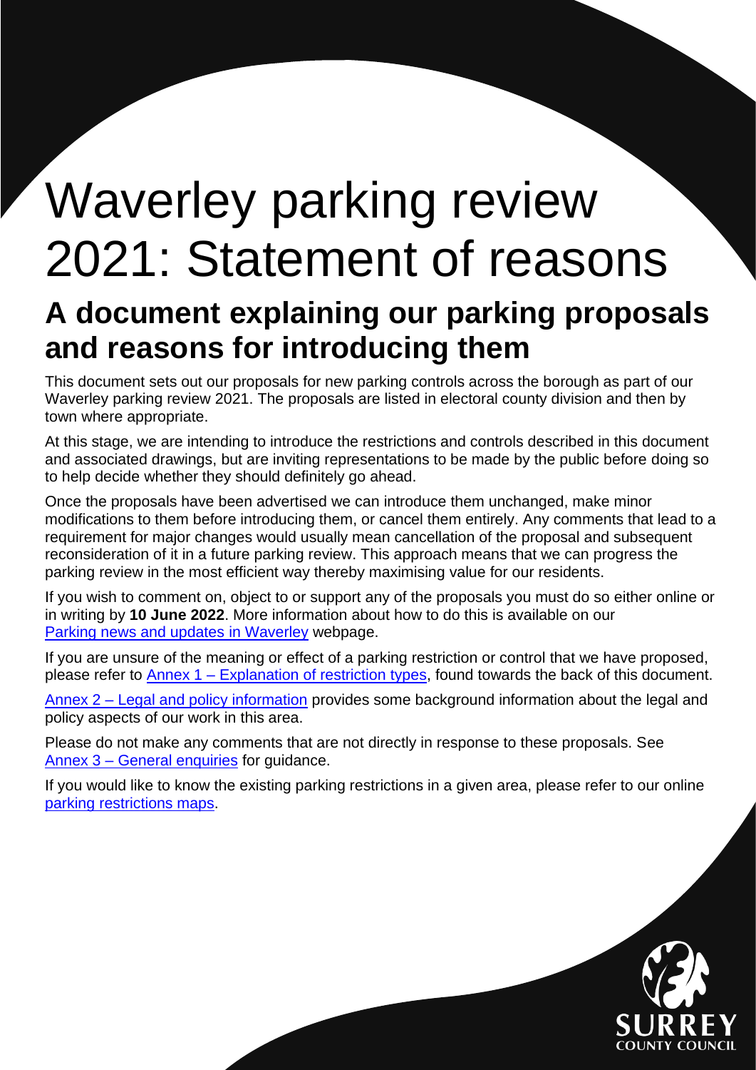# Waverley parking review 2021: Statement of reasons

## A document explaining our parking proposals and reasons for introducing them

This document sets out our proposals for new parking controls across the borough as part of our Waverley parking review 2021. The proposals are listed in electoral county division and then by town where appropriate.

At this stage, we are intending to introduce the restrictions and controls described in this document and associated drawings, but are inviting representations to be made by the public before doing so to help decide whether they should definitely go ahead.

Once the proposals have been advertised we can introduce them unchanged, make minor modifications to them before introducing them, or cancel them entirely. Any comments that lead to a requirement for major changes would usually mean cancellation of the proposal and subsequent reconsideration of it in a future parking review. This approach means that we can progress the parking review in the most efficient way thereby maximising value for our residents.

If you wish to comment on, object to or support any of the proposals you must do so either online or in writing by **10 June 2022**. More information about how to do this is available on our [Parking news and updates in Waverley] webpage.

If you are unsure of the meaning or effect of a parking restriction or control that we have proposed, please refer to [Annex 1 – Explanation of restriction types], found towards the back of this document.

[Annex 2 – Legal and policy information] provides some background information about the legal and policy aspects of our work in this area.

Please do not make any comments that are not directly in response to these proposals. See [Annex 3 – General enquiries] for guidance.

If you would like to know the existing parking restrictions in a given area, please refer to our online [parking restrictions maps].

SURREY COUNTY COUNCIL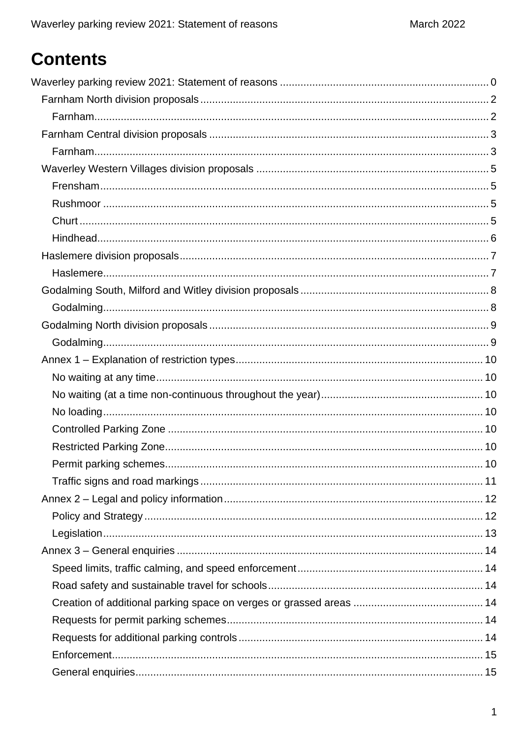# Contents

- Waverley parking review 2021: Statement of reasons ........ 0
  - Farnham North division proposals ........ 2
    - Farnham ........ 2
  - Farnham Central division proposals ........ 3
    - Farnham ........ 3
  - Waverley Western Villages division proposals ........ 5
    - Frensham ........ 5
    - Rushmoor ........ 5
    - Churt ........ 5
    - Hindhead ........ 6
  - Haslemere division proposals ........ 7
    - Haslemere ........ 7
  - Godalming South, Milford and Witley division proposals ........ 8
    - Godalming ........ 8
  - Godalming North division proposals ........ 9
    - Godalming ........ 9
  - Annex 1 – Explanation of restriction types ........ 10
    - No waiting at any time ........ 10
    - No waiting (at a time non-continuous throughout the year) ........ 10
    - No loading ........ 10
    - Controlled Parking Zone ........ 10
    - Restricted Parking Zone ........ 10
    - Permit parking schemes ........ 10
    - Traffic signs and road markings ........ 11
  - Annex 2 – Legal and policy information ........ 12
    - Policy and Strategy ........ 12
    - Legislation ........ 13
  - Annex 3 – General enquiries ........ 14
    - Speed limits, traffic calming, and speed enforcement ........ 14
    - Road safety and sustainable travel for schools ........ 14
    - Creation of additional parking space on verges or grassed areas ........ 14
    - Requests for permit parking schemes ........ 14
    - Requests for additional parking controls ........ 14
    - Enforcement ........ 15
    - General enquiries ........ 15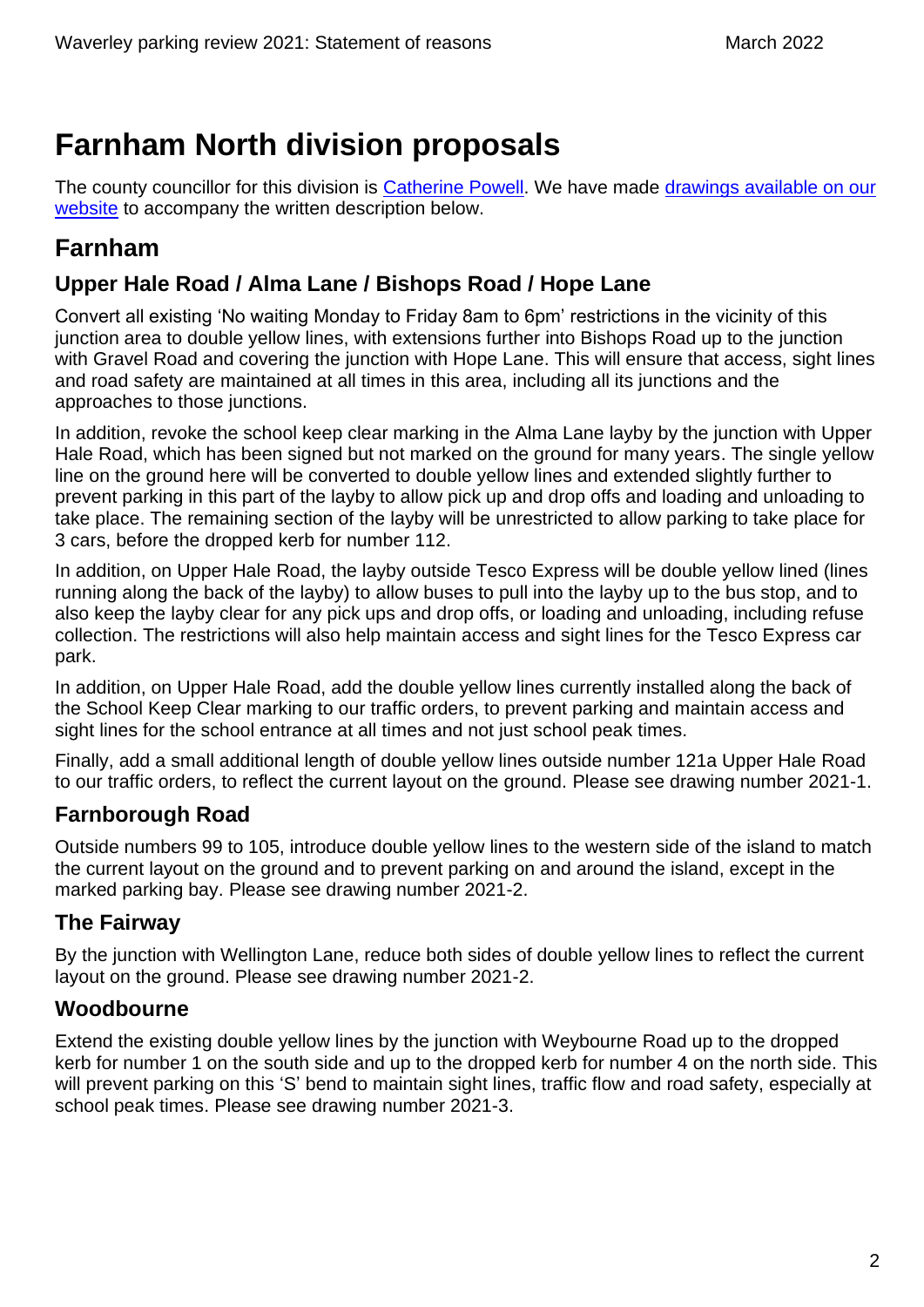# Farnham North division proposals

The county councillor for this division is [Catherine Powell](). We have made [drawings available on our website]() to accompany the written description below.

## Farnham

### Upper Hale Road / Alma Lane / Bishops Road / Hope Lane

Convert all existing 'No waiting Monday to Friday 8am to 6pm' restrictions in the vicinity of this junction area to double yellow lines, with extensions further into Bishops Road up to the junction with Gravel Road and covering the junction with Hope Lane. This will ensure that access, sight lines and road safety are maintained at all times in this area, including all its junctions and the approaches to those junctions.

In addition, revoke the school keep clear marking in the Alma Lane layby by the junction with Upper Hale Road, which has been signed but not marked on the ground for many years. The single yellow line on the ground here will be converted to double yellow lines and extended slightly further to prevent parking in this part of the layby to allow pick up and drop offs and loading and unloading to take place. The remaining section of the layby will be unrestricted to allow parking to take place for 3 cars, before the dropped kerb for number 112.

In addition, on Upper Hale Road, the layby outside Tesco Express will be double yellow lined (lines running along the back of the layby) to allow buses to pull into the layby up to the bus stop, and to also keep the layby clear for any pick ups and drop offs, or loading and unloading, including refuse collection. The restrictions will also help maintain access and sight lines for the Tesco Express car park.

In addition, on Upper Hale Road, add the double yellow lines currently installed along the back of the School Keep Clear marking to our traffic orders, to prevent parking and maintain access and sight lines for the school entrance at all times and not just school peak times.

Finally, add a small additional length of double yellow lines outside number 121a Upper Hale Road to our traffic orders, to reflect the current layout on the ground. Please see drawing number 2021-1.

### Farnborough Road

Outside numbers 99 to 105, introduce double yellow lines to the western side of the island to match the current layout on the ground and to prevent parking on and around the island, except in the marked parking bay. Please see drawing number 2021-2.

### The Fairway

By the junction with Wellington Lane, reduce both sides of double yellow lines to reflect the current layout on the ground. Please see drawing number 2021-2.

### Woodbourne

Extend the existing double yellow lines by the junction with Weybourne Road up to the dropped kerb for number 1 on the south side and up to the dropped kerb for number 4 on the north side. This will prevent parking on this 'S' bend to maintain sight lines, traffic flow and road safety, especially at school peak times. Please see drawing number 2021-3.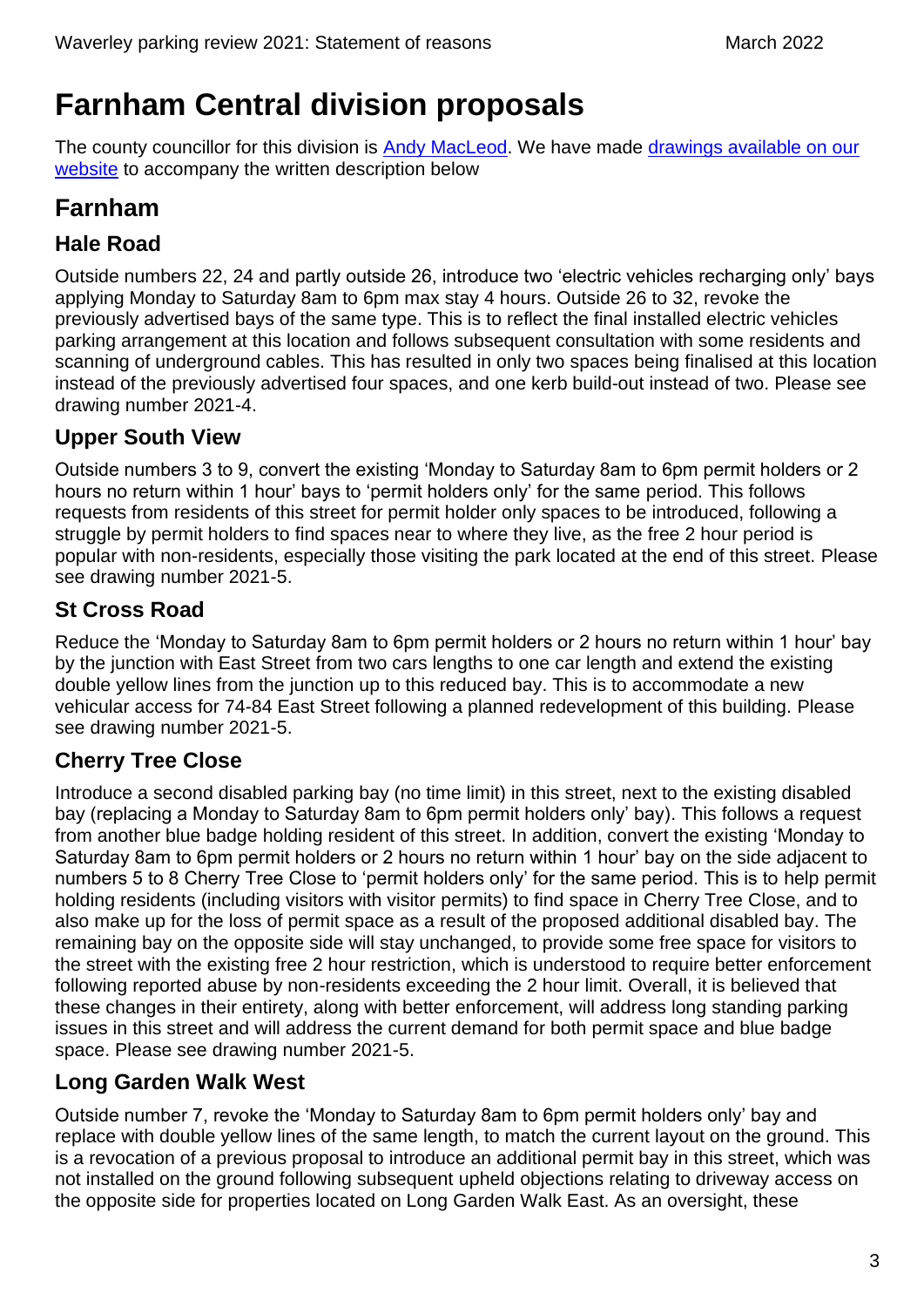# Farnham Central division proposals

The county councillor for this division is [Andy MacLeod](). We have made [drawings available on our website]() to accompany the written description below

## Farnham

### Hale Road

Outside numbers 22, 24 and partly outside 26, introduce two 'electric vehicles recharging only' bays applying Monday to Saturday 8am to 6pm max stay 4 hours. Outside 26 to 32, revoke the previously advertised bays of the same type. This is to reflect the final installed electric vehicles parking arrangement at this location and follows subsequent consultation with some residents and scanning of underground cables. This has resulted in only two spaces being finalised at this location instead of the previously advertised four spaces, and one kerb build-out instead of two. Please see drawing number 2021-4.

### Upper South View

Outside numbers 3 to 9, convert the existing 'Monday to Saturday 8am to 6pm permit holders or 2 hours no return within 1 hour' bays to 'permit holders only' for the same period. This follows requests from residents of this street for permit holder only spaces to be introduced, following a struggle by permit holders to find spaces near to where they live, as the free 2 hour period is popular with non-residents, especially those visiting the park located at the end of this street. Please see drawing number 2021-5.

### St Cross Road

Reduce the 'Monday to Saturday 8am to 6pm permit holders or 2 hours no return within 1 hour' bay by the junction with East Street from two cars lengths to one car length and extend the existing double yellow lines from the junction up to this reduced bay. This is to accommodate a new vehicular access for 74-84 East Street following a planned redevelopment of this building. Please see drawing number 2021-5.

### Cherry Tree Close

Introduce a second disabled parking bay (no time limit) in this street, next to the existing disabled bay (replacing a Monday to Saturday 8am to 6pm permit holders only' bay). This follows a request from another blue badge holding resident of this street. In addition, convert the existing 'Monday to Saturday 8am to 6pm permit holders or 2 hours no return within 1 hour' bay on the side adjacent to numbers 5 to 8 Cherry Tree Close to 'permit holders only' for the same period. This is to help permit holding residents (including visitors with visitor permits) to find space in Cherry Tree Close, and to also make up for the loss of permit space as a result of the proposed additional disabled bay. The remaining bay on the opposite side will stay unchanged, to provide some free space for visitors to the street with the existing free 2 hour restriction, which is understood to require better enforcement following reported abuse by non-residents exceeding the 2 hour limit. Overall, it is believed that these changes in their entirety, along with better enforcement, will address long standing parking issues in this street and will address the current demand for both permit space and blue badge space. Please see drawing number 2021-5.

### Long Garden Walk West

Outside number 7, revoke the 'Monday to Saturday 8am to 6pm permit holders only' bay and replace with double yellow lines of the same length, to match the current layout on the ground. This is a revocation of a previous proposal to introduce an additional permit bay in this street, which was not installed on the ground following subsequent upheld objections relating to driveway access on the opposite side for properties located on Long Garden Walk East. As an oversight, these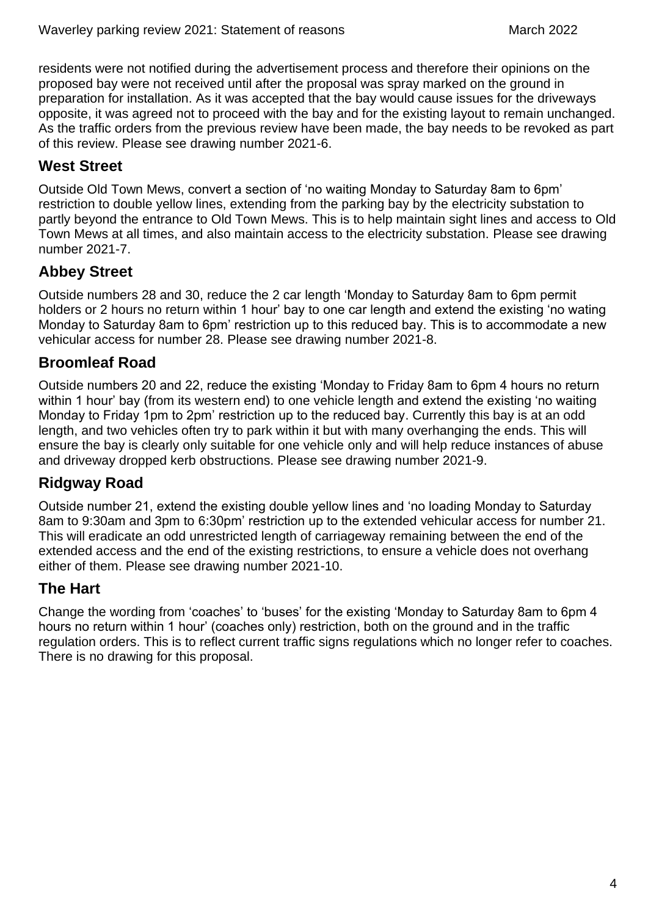residents were not notified during the advertisement process and therefore their opinions on the proposed bay were not received until after the proposal was spray marked on the ground in preparation for installation. As it was accepted that the bay would cause issues for the driveways opposite, it was agreed not to proceed with the bay and for the existing layout to remain unchanged. As the traffic orders from the previous review have been made, the bay needs to be revoked as part of this review. Please see drawing number 2021-6.

## West Street

Outside Old Town Mews, convert a section of 'no waiting Monday to Saturday 8am to 6pm' restriction to double yellow lines, extending from the parking bay by the electricity substation to partly beyond the entrance to Old Town Mews. This is to help maintain sight lines and access to Old Town Mews at all times, and also maintain access to the electricity substation. Please see drawing number 2021-7.

## Abbey Street

Outside numbers 28 and 30, reduce the 2 car length 'Monday to Saturday 8am to 6pm permit holders or 2 hours no return within 1 hour' bay to one car length and extend the existing 'no wating Monday to Saturday 8am to 6pm' restriction up to this reduced bay. This is to accommodate a new vehicular access for number 28. Please see drawing number 2021-8.

## Broomleaf Road

Outside numbers 20 and 22, reduce the existing 'Monday to Friday 8am to 6pm 4 hours no return within 1 hour' bay (from its western end) to one vehicle length and extend the existing 'no waiting Monday to Friday 1pm to 2pm' restriction up to the reduced bay. Currently this bay is at an odd length, and two vehicles often try to park within it but with many overhanging the ends. This will ensure the bay is clearly only suitable for one vehicle only and will help reduce instances of abuse and driveway dropped kerb obstructions. Please see drawing number 2021-9.

## Ridgway Road

Outside number 21, extend the existing double yellow lines and 'no loading Monday to Saturday 8am to 9:30am and 3pm to 6:30pm' restriction up to the extended vehicular access for number 21. This will eradicate an odd unrestricted length of carriageway remaining between the end of the extended access and the end of the existing restrictions, to ensure a vehicle does not overhang either of them. Please see drawing number 2021-10.

## The Hart

Change the wording from 'coaches' to 'buses' for the existing 'Monday to Saturday 8am to 6pm 4 hours no return within 1 hour' (coaches only) restriction, both on the ground and in the traffic regulation orders. This is to reflect current traffic signs regulations which no longer refer to coaches. There is no drawing for this proposal.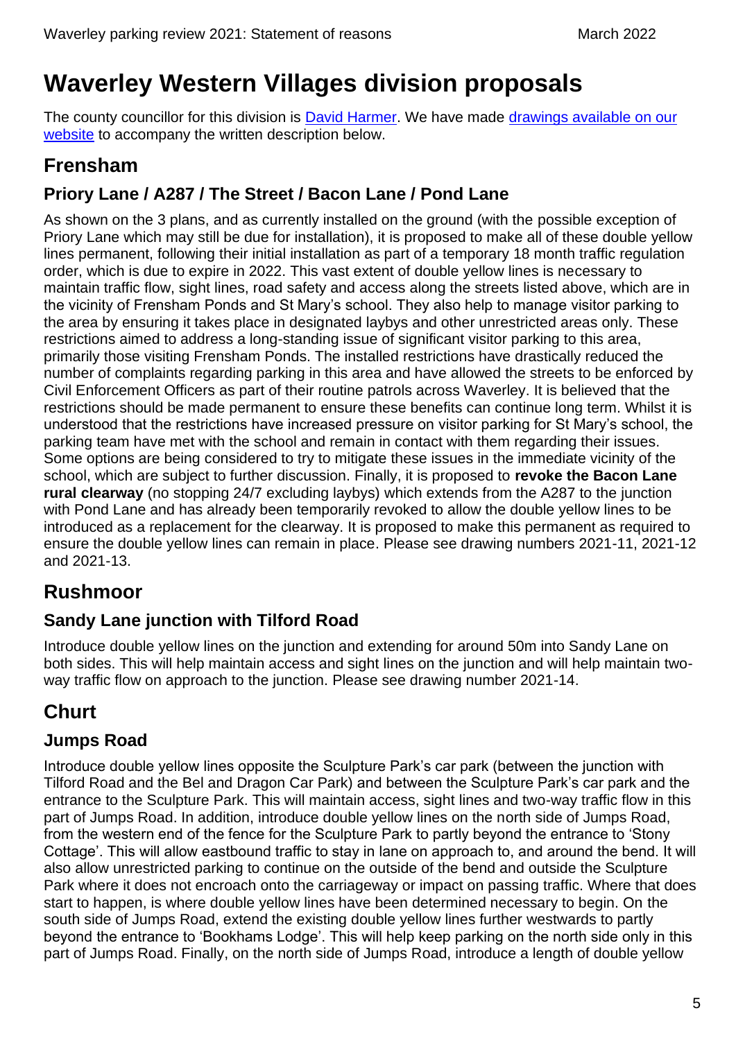# Waverley Western Villages division proposals

The county councillor for this division is [David Harmer](). We have made [drawings available on our website]() to accompany the written description below.

## Frensham

### Priory Lane / A287 / The Street / Bacon Lane / Pond Lane

As shown on the 3 plans, and as currently installed on the ground (with the possible exception of Priory Lane which may still be due for installation), it is proposed to make all of these double yellow lines permanent, following their initial installation as part of a temporary 18 month traffic regulation order, which is due to expire in 2022. This vast extent of double yellow lines is necessary to maintain traffic flow, sight lines, road safety and access along the streets listed above, which are in the vicinity of Frensham Ponds and St Mary's school. They also help to manage visitor parking to the area by ensuring it takes place in designated laybys and other unrestricted areas only. These restrictions aimed to address a long-standing issue of significant visitor parking to this area, primarily those visiting Frensham Ponds. The installed restrictions have drastically reduced the number of complaints regarding parking in this area and have allowed the streets to be enforced by Civil Enforcement Officers as part of their routine patrols across Waverley. It is believed that the restrictions should be made permanent to ensure these benefits can continue long term. Whilst it is understood that the restrictions have increased pressure on visitor parking for St Mary's school, the parking team have met with the school and remain in contact with them regarding their issues. Some options are being considered to try to mitigate these issues in the immediate vicinity of the school, which are subject to further discussion. Finally, it is proposed to **revoke the Bacon Lane rural clearway** (no stopping 24/7 excluding laybys) which extends from the A287 to the junction with Pond Lane and has already been temporarily revoked to allow the double yellow lines to be introduced as a replacement for the clearway. It is proposed to make this permanent as required to ensure the double yellow lines can remain in place. Please see drawing numbers 2021-11, 2021-12 and 2021-13.

## Rushmoor

### Sandy Lane junction with Tilford Road

Introduce double yellow lines on the junction and extending for around 50m into Sandy Lane on both sides. This will help maintain access and sight lines on the junction and will help maintain two-way traffic flow on approach to the junction. Please see drawing number 2021-14.

## Churt

### Jumps Road

Introduce double yellow lines opposite the Sculpture Park's car park (between the junction with Tilford Road and the Bel and Dragon Car Park) and between the Sculpture Park's car park and the entrance to the Sculpture Park. This will maintain access, sight lines and two-way traffic flow in this part of Jumps Road. In addition, introduce double yellow lines on the north side of Jumps Road, from the western end of the fence for the Sculpture Park to partly beyond the entrance to 'Stony Cottage'. This will allow eastbound traffic to stay in lane on approach to, and around the bend. It will also allow unrestricted parking to continue on the outside of the bend and outside the Sculpture Park where it does not encroach onto the carriageway or impact on passing traffic. Where that does start to happen, is where double yellow lines have been determined necessary to begin. On the south side of Jumps Road, extend the existing double yellow lines further westwards to partly beyond the entrance to 'Bookhams Lodge'. This will help keep parking on the north side only in this part of Jumps Road. Finally, on the north side of Jumps Road, introduce a length of double yellow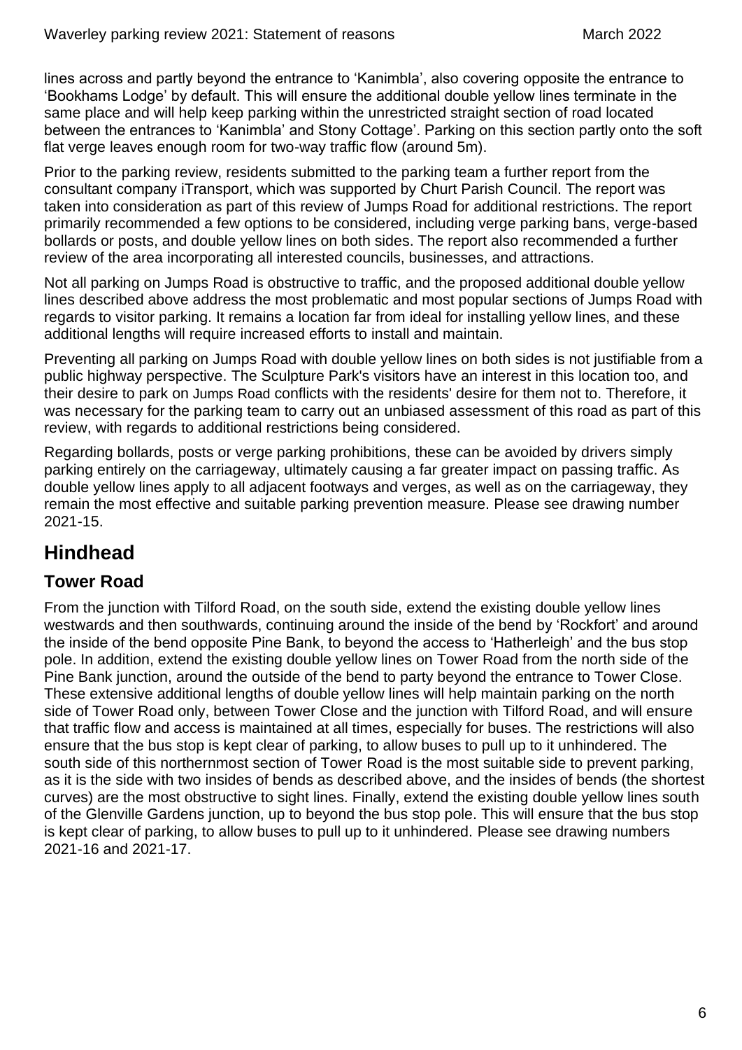lines across and partly beyond the entrance to 'Kanimbla', also covering opposite the entrance to 'Bookhams Lodge' by default. This will ensure the additional double yellow lines terminate in the same place and will help keep parking within the unrestricted straight section of road located between the entrances to 'Kanimbla' and Stony Cottage'. Parking on this section partly onto the soft flat verge leaves enough room for two-way traffic flow (around 5m).

Prior to the parking review, residents submitted to the parking team a further report from the consultant company iTransport, which was supported by Churt Parish Council. The report was taken into consideration as part of this review of Jumps Road for additional restrictions. The report primarily recommended a few options to be considered, including verge parking bans, verge-based bollards or posts, and double yellow lines on both sides. The report also recommended a further review of the area incorporating all interested councils, businesses, and attractions.

Not all parking on Jumps Road is obstructive to traffic, and the proposed additional double yellow lines described above address the most problematic and most popular sections of Jumps Road with regards to visitor parking. It remains a location far from ideal for installing yellow lines, and these additional lengths will require increased efforts to install and maintain.

Preventing all parking on Jumps Road with double yellow lines on both sides is not justifiable from a public highway perspective. The Sculpture Park's visitors have an interest in this location too, and their desire to park on Jumps Road conflicts with the residents' desire for them not to. Therefore, it was necessary for the parking team to carry out an unbiased assessment of this road as part of this review, with regards to additional restrictions being considered.

Regarding bollards, posts or verge parking prohibitions, these can be avoided by drivers simply parking entirely on the carriageway, ultimately causing a far greater impact on passing traffic. As double yellow lines apply to all adjacent footways and verges, as well as on the carriageway, they remain the most effective and suitable parking prevention measure. Please see drawing number 2021-15.

# Hindhead

## Tower Road

From the junction with Tilford Road, on the south side, extend the existing double yellow lines westwards and then southwards, continuing around the inside of the bend by 'Rockfort' and around the inside of the bend opposite Pine Bank, to beyond the access to 'Hatherleigh' and the bus stop pole. In addition, extend the existing double yellow lines on Tower Road from the north side of the Pine Bank junction, around the outside of the bend to party beyond the entrance to Tower Close. These extensive additional lengths of double yellow lines will help maintain parking on the north side of Tower Road only, between Tower Close and the junction with Tilford Road, and will ensure that traffic flow and access is maintained at all times, especially for buses. The restrictions will also ensure that the bus stop is kept clear of parking, to allow buses to pull up to it unhindered. The south side of this northernmost section of Tower Road is the most suitable side to prevent parking, as it is the side with two insides of bends as described above, and the insides of bends (the shortest curves) are the most obstructive to sight lines. Finally, extend the existing double yellow lines south of the Glenville Gardens junction, up to beyond the bus stop pole. This will ensure that the bus stop is kept clear of parking, to allow buses to pull up to it unhindered. Please see drawing numbers 2021-16 and 2021-17.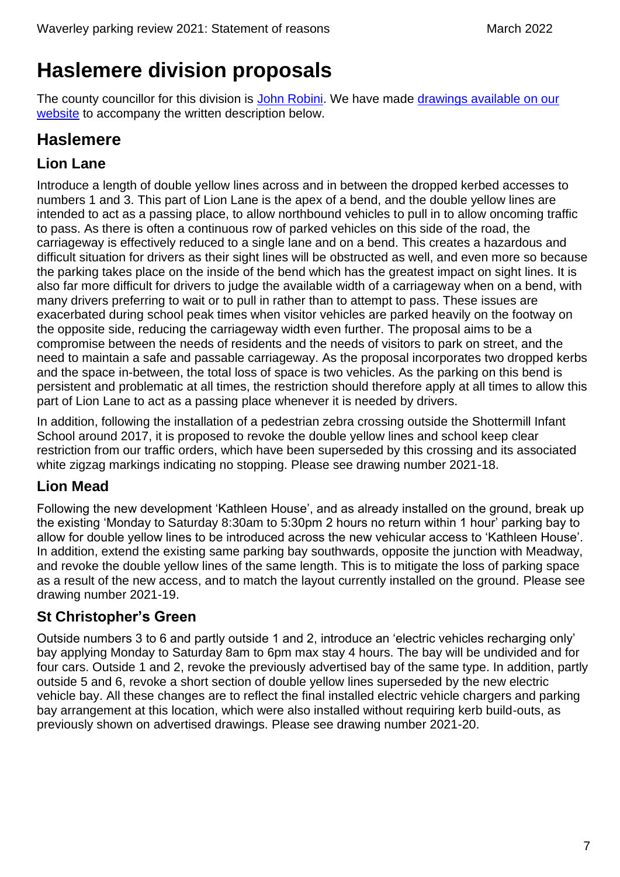# Haslemere division proposals

The county councillor for this division is [John Robini](). We have made [drawings available on our website]() to accompany the written description below.

## Haslemere

### Lion Lane

Introduce a length of double yellow lines across and in between the dropped kerbed accesses to numbers 1 and 3. This part of Lion Lane is the apex of a bend, and the double yellow lines are intended to act as a passing place, to allow northbound vehicles to pull in to allow oncoming traffic to pass. As there is often a continuous row of parked vehicles on this side of the road, the carriageway is effectively reduced to a single lane and on a bend. This creates a hazardous and difficult situation for drivers as their sight lines will be obstructed as well, and even more so because the parking takes place on the inside of the bend which has the greatest impact on sight lines. It is also far more difficult for drivers to judge the available width of a carriageway when on a bend, with many drivers preferring to wait or to pull in rather than to attempt to pass. These issues are exacerbated during school peak times when visitor vehicles are parked heavily on the footway on the opposite side, reducing the carriageway width even further. The proposal aims to be a compromise between the needs of residents and the needs of visitors to park on street, and the need to maintain a safe and passable carriageway. As the proposal incorporates two dropped kerbs and the space in-between, the total loss of space is two vehicles. As the parking on this bend is persistent and problematic at all times, the restriction should therefore apply at all times to allow this part of Lion Lane to act as a passing place whenever it is needed by drivers.

In addition, following the installation of a pedestrian zebra crossing outside the Shottermill Infant School around 2017, it is proposed to revoke the double yellow lines and school keep clear restriction from our traffic orders, which have been superseded by this crossing and its associated white zigzag markings indicating no stopping. Please see drawing number 2021-18.

### Lion Mead

Following the new development 'Kathleen House', and as already installed on the ground, break up the existing 'Monday to Saturday 8:30am to 5:30pm 2 hours no return within 1 hour' parking bay to allow for double yellow lines to be introduced across the new vehicular access to 'Kathleen House'. In addition, extend the existing same parking bay southwards, opposite the junction with Meadway, and revoke the double yellow lines of the same length. This is to mitigate the loss of parking space as a result of the new access, and to match the layout currently installed on the ground. Please see drawing number 2021-19.

### St Christopher's Green

Outside numbers 3 to 6 and partly outside 1 and 2, introduce an 'electric vehicles recharging only' bay applying Monday to Saturday 8am to 6pm max stay 4 hours. The bay will be undivided and for four cars. Outside 1 and 2, revoke the previously advertised bay of the same type. In addition, partly outside 5 and 6, revoke a short section of double yellow lines superseded by the new electric vehicle bay. All these changes are to reflect the final installed electric vehicle chargers and parking bay arrangement at this location, which were also installed without requiring kerb build-outs, as previously shown on advertised drawings. Please see drawing number 2021-20.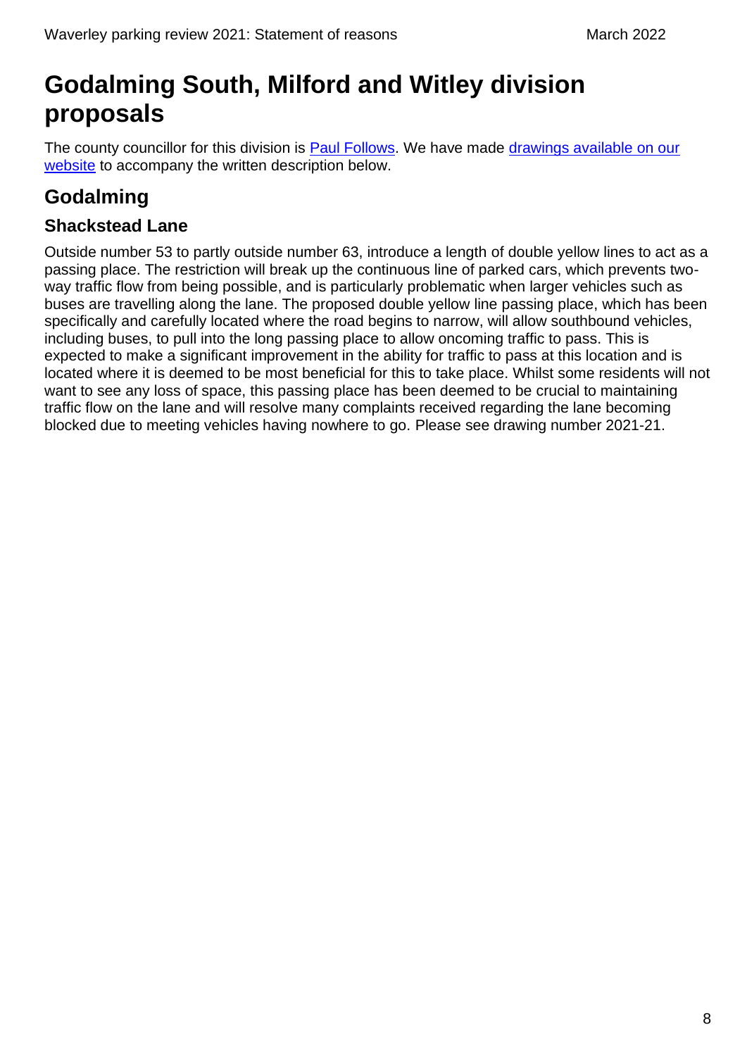# Godalming South, Milford and Witley division proposals

The county councillor for this division is Paul Follows. We have made drawings available on our website to accompany the written description below.

## Godalming

### Shackstead Lane

Outside number 53 to partly outside number 63, introduce a length of double yellow lines to act as a passing place. The restriction will break up the continuous line of parked cars, which prevents two-way traffic flow from being possible, and is particularly problematic when larger vehicles such as buses are travelling along the lane. The proposed double yellow line passing place, which has been specifically and carefully located where the road begins to narrow, will allow southbound vehicles, including buses, to pull into the long passing place to allow oncoming traffic to pass. This is expected to make a significant improvement in the ability for traffic to pass at this location and is located where it is deemed to be most beneficial for this to take place. Whilst some residents will not want to see any loss of space, this passing place has been deemed to be crucial to maintaining traffic flow on the lane and will resolve many complaints received regarding the lane becoming blocked due to meeting vehicles having nowhere to go. Please see drawing number 2021-21.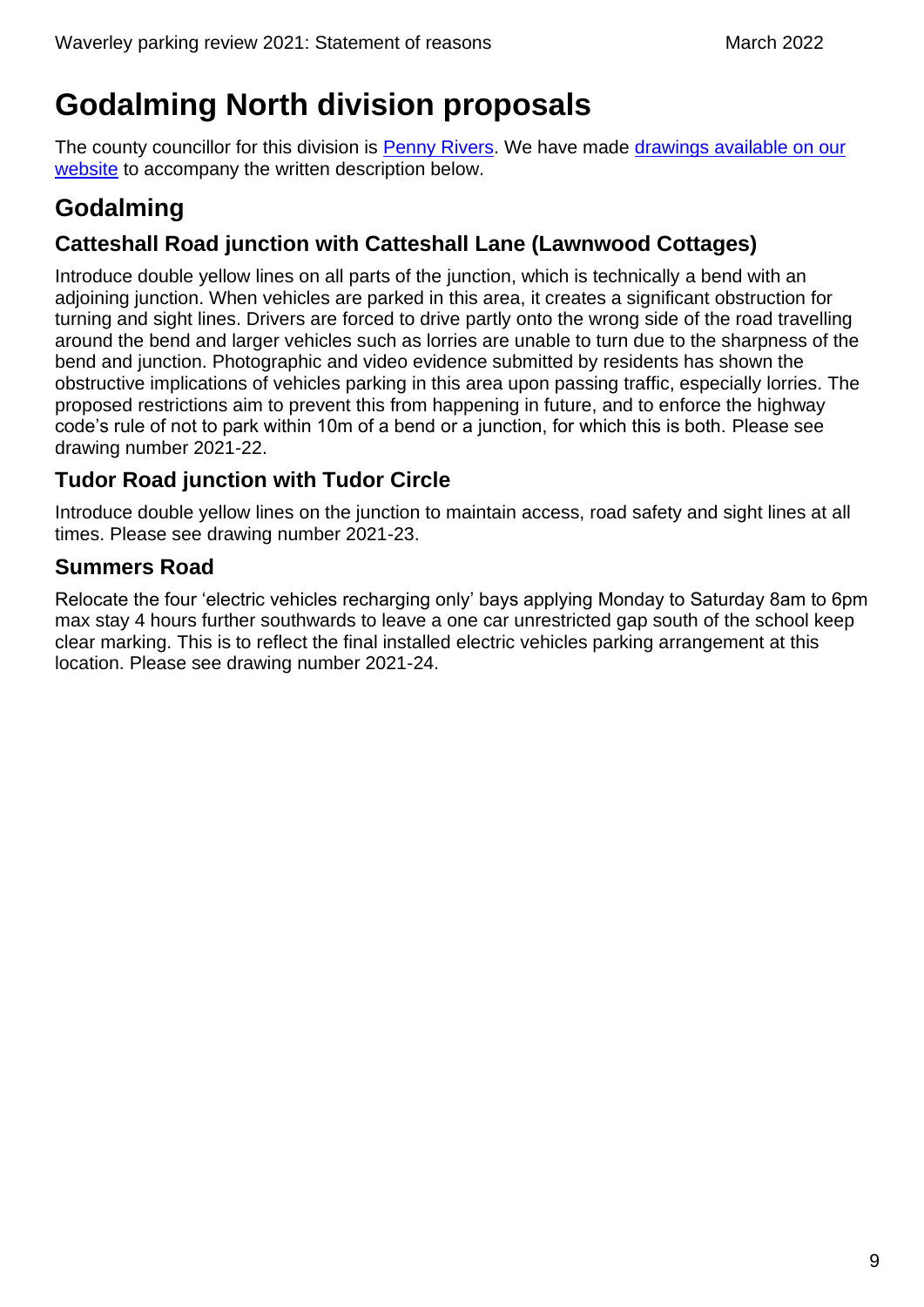# Godalming North division proposals

The county councillor for this division is [Penny Rivers](). We have made [drawings available on our website]() to accompany the written description below.

## Godalming

### Catteshall Road junction with Catteshall Lane (Lawnwood Cottages)

Introduce double yellow lines on all parts of the junction, which is technically a bend with an adjoining junction. When vehicles are parked in this area, it creates a significant obstruction for turning and sight lines. Drivers are forced to drive partly onto the wrong side of the road travelling around the bend and larger vehicles such as lorries are unable to turn due to the sharpness of the bend and junction. Photographic and video evidence submitted by residents has shown the obstructive implications of vehicles parking in this area upon passing traffic, especially lorries. The proposed restrictions aim to prevent this from happening in future, and to enforce the highway code's rule of not to park within 10m of a bend or a junction, for which this is both. Please see drawing number 2021-22.

### Tudor Road junction with Tudor Circle

Introduce double yellow lines on the junction to maintain access, road safety and sight lines at all times. Please see drawing number 2021-23.

### Summers Road

Relocate the four 'electric vehicles recharging only' bays applying Monday to Saturday 8am to 6pm max stay 4 hours further southwards to leave a one car unrestricted gap south of the school keep clear marking. This is to reflect the final installed electric vehicles parking arrangement at this location. Please see drawing number 2021-24.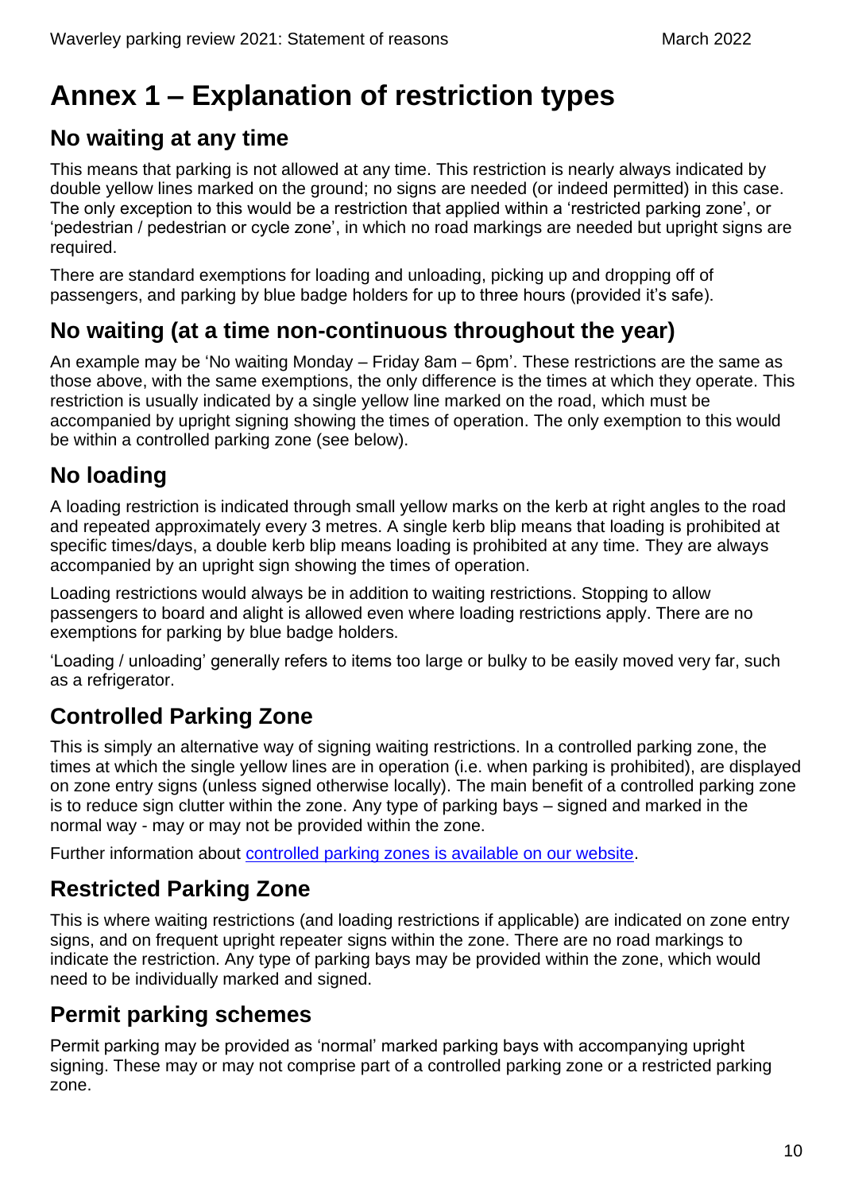# Annex 1 – Explanation of restriction types

## No waiting at any time

This means that parking is not allowed at any time. This restriction is nearly always indicated by double yellow lines marked on the ground; no signs are needed (or indeed permitted) in this case. The only exception to this would be a restriction that applied within a 'restricted parking zone', or 'pedestrian / pedestrian or cycle zone', in which no road markings are needed but upright signs are required.

There are standard exemptions for loading and unloading, picking up and dropping off of passengers, and parking by blue badge holders for up to three hours (provided it's safe).

## No waiting (at a time non-continuous throughout the year)

An example may be 'No waiting Monday – Friday 8am – 6pm'. These restrictions are the same as those above, with the same exemptions, the only difference is the times at which they operate. This restriction is usually indicated by a single yellow line marked on the road, which must be accompanied by upright signing showing the times of operation. The only exemption to this would be within a controlled parking zone (see below).

## No loading

A loading restriction is indicated through small yellow marks on the kerb at right angles to the road and repeated approximately every 3 metres. A single kerb blip means that loading is prohibited at specific times/days, a double kerb blip means loading is prohibited at any time. They are always accompanied by an upright sign showing the times of operation.

Loading restrictions would always be in addition to waiting restrictions. Stopping to allow passengers to board and alight is allowed even where loading restrictions apply. There are no exemptions for parking by blue badge holders.

'Loading / unloading' generally refers to items too large or bulky to be easily moved very far, such as a refrigerator.

## Controlled Parking Zone

This is simply an alternative way of signing waiting restrictions. In a controlled parking zone, the times at which the single yellow lines are in operation (i.e. when parking is prohibited), are displayed on zone entry signs (unless signed otherwise locally). The main benefit of a controlled parking zone is to reduce sign clutter within the zone. Any type of parking bays – signed and marked in the normal way - may or may not be provided within the zone.

Further information about controlled parking zones is available on our website.

## Restricted Parking Zone

This is where waiting restrictions (and loading restrictions if applicable) are indicated on zone entry signs, and on frequent upright repeater signs within the zone. There are no road markings to indicate the restriction. Any type of parking bays may be provided within the zone, which would need to be individually marked and signed.

## Permit parking schemes

Permit parking may be provided as 'normal' marked parking bays with accompanying upright signing. These may or may not comprise part of a controlled parking zone or a restricted parking zone.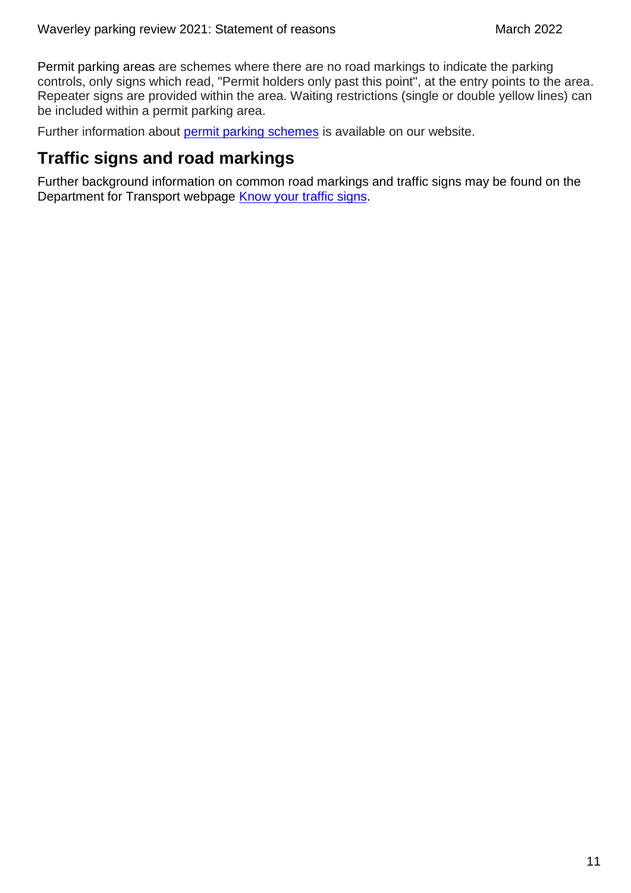Permit parking areas are schemes where there are no road markings to indicate the parking controls, only signs which read, "Permit holders only past this point", at the entry points to the area. Repeater signs are provided within the area. Waiting restrictions (single or double yellow lines) can be included within a permit parking area.

Further information about permit parking schemes is available on our website.

## Traffic signs and road markings

Further background information on common road markings and traffic signs may be found on the Department for Transport webpage Know your traffic signs.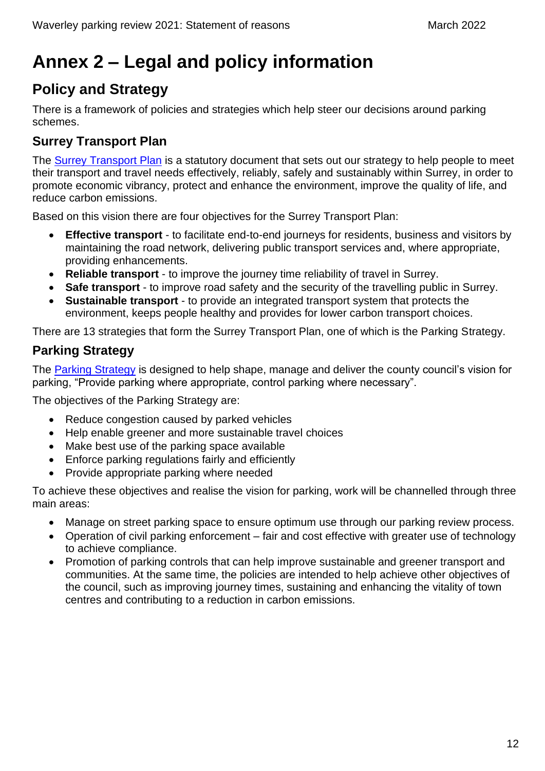# Annex 2 – Legal and policy information

## Policy and Strategy

There is a framework of policies and strategies which help steer our decisions around parking schemes.

### Surrey Transport Plan

The Surrey Transport Plan is a statutory document that sets out our strategy to help people to meet their transport and travel needs effectively, reliably, safely and sustainably within Surrey, in order to promote economic vibrancy, protect and enhance the environment, improve the quality of life, and reduce carbon emissions.

Based on this vision there are four objectives for the Surrey Transport Plan:

- **Effective transport** - to facilitate end-to-end journeys for residents, business and visitors by maintaining the road network, delivering public transport services and, where appropriate, providing enhancements.
- **Reliable transport** - to improve the journey time reliability of travel in Surrey.
- **Safe transport** - to improve road safety and the security of the travelling public in Surrey.
- **Sustainable transport** - to provide an integrated transport system that protects the environment, keeps people healthy and provides for lower carbon transport choices.

There are 13 strategies that form the Surrey Transport Plan, one of which is the Parking Strategy.

### Parking Strategy

The Parking Strategy is designed to help shape, manage and deliver the county council's vision for parking, "Provide parking where appropriate, control parking where necessary".

The objectives of the Parking Strategy are:

- Reduce congestion caused by parked vehicles
- Help enable greener and more sustainable travel choices
- Make best use of the parking space available
- Enforce parking regulations fairly and efficiently
- Provide appropriate parking where needed

To achieve these objectives and realise the vision for parking, work will be channelled through three main areas:

- Manage on street parking space to ensure optimum use through our parking review process.
- Operation of civil parking enforcement – fair and cost effective with greater use of technology to achieve compliance.
- Promotion of parking controls that can help improve sustainable and greener transport and communities. At the same time, the policies are intended to help achieve other objectives of the council, such as improving journey times, sustaining and enhancing the vitality of town centres and contributing to a reduction in carbon emissions.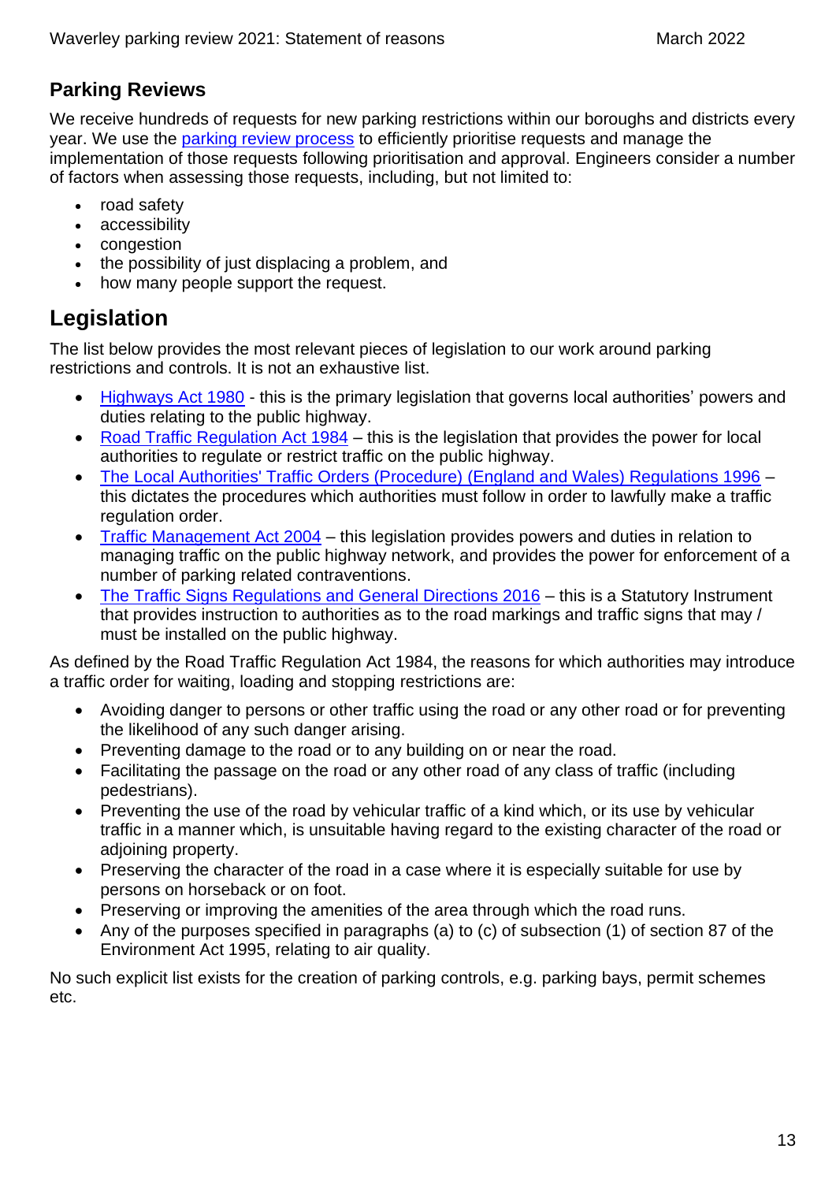## Parking Reviews

We receive hundreds of requests for new parking restrictions within our boroughs and districts every year. We use the [parking review process](#) to efficiently prioritise requests and manage the implementation of those requests following prioritisation and approval. Engineers consider a number of factors when assessing those requests, including, but not limited to:

- road safety
- accessibility
- congestion
- the possibility of just displacing a problem, and
- how many people support the request.

# Legislation

The list below provides the most relevant pieces of legislation to our work around parking restrictions and controls. It is not an exhaustive list.

- [Highways Act 1980](#) - this is the primary legislation that governs local authorities' powers and duties relating to the public highway.
- [Road Traffic Regulation Act 1984](#) – this is the legislation that provides the power for local authorities to regulate or restrict traffic on the public highway.
- [The Local Authorities' Traffic Orders (Procedure) (England and Wales) Regulations 1996](#) – this dictates the procedures which authorities must follow in order to lawfully make a traffic regulation order.
- [Traffic Management Act 2004](#) – this legislation provides powers and duties in relation to managing traffic on the public highway network, and provides the power for enforcement of a number of parking related contraventions.
- [The Traffic Signs Regulations and General Directions 2016](#) – this is a Statutory Instrument that provides instruction to authorities as to the road markings and traffic signs that may / must be installed on the public highway.

As defined by the Road Traffic Regulation Act 1984, the reasons for which authorities may introduce a traffic order for waiting, loading and stopping restrictions are:

- Avoiding danger to persons or other traffic using the road or any other road or for preventing the likelihood of any such danger arising.
- Preventing damage to the road or to any building on or near the road.
- Facilitating the passage on the road or any other road of any class of traffic (including pedestrians).
- Preventing the use of the road by vehicular traffic of a kind which, or its use by vehicular traffic in a manner which, is unsuitable having regard to the existing character of the road or adjoining property.
- Preserving the character of the road in a case where it is especially suitable for use by persons on horseback or on foot.
- Preserving or improving the amenities of the area through which the road runs.
- Any of the purposes specified in paragraphs (a) to (c) of subsection (1) of section 87 of the Environment Act 1995, relating to air quality.

No such explicit list exists for the creation of parking controls, e.g. parking bays, permit schemes etc.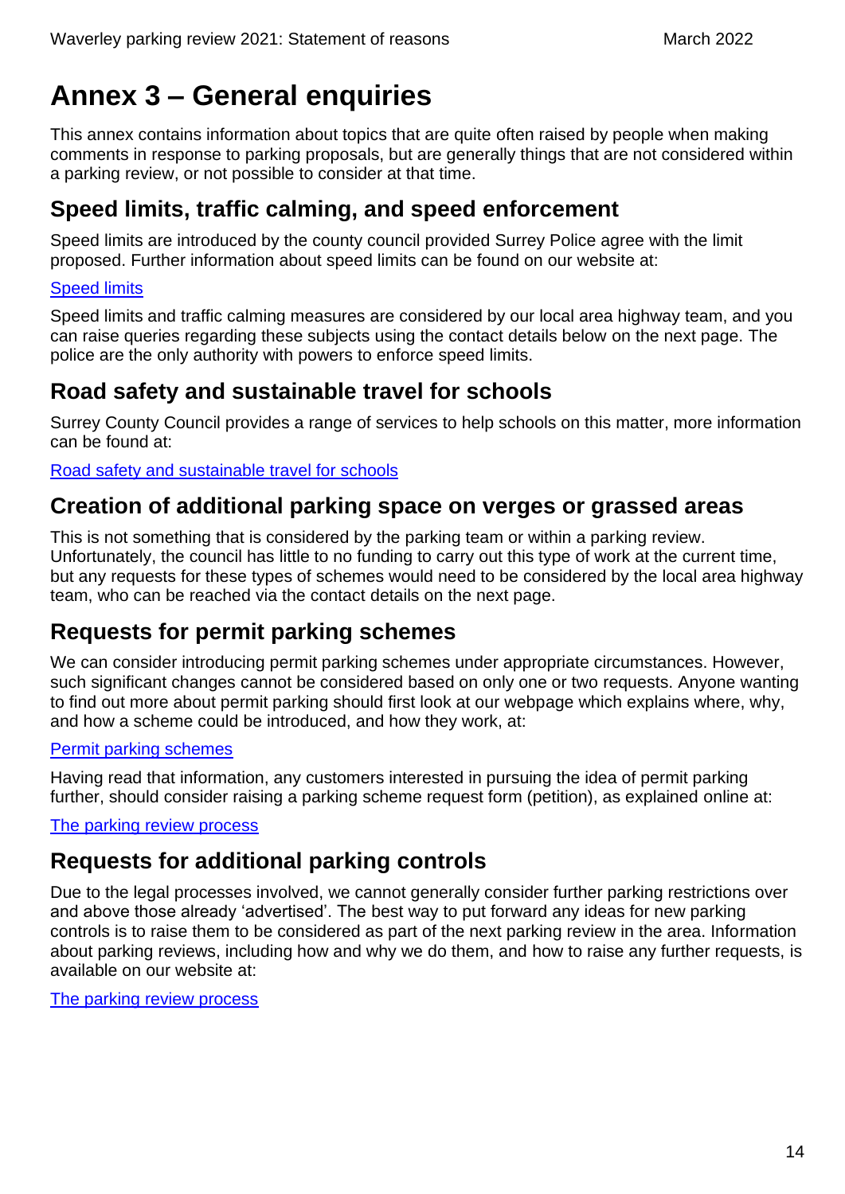# Annex 3 – General enquiries

This annex contains information about topics that are quite often raised by people when making comments in response to parking proposals, but are generally things that are not considered within a parking review, or not possible to consider at that time.

## Speed limits, traffic calming, and speed enforcement

Speed limits are introduced by the county council provided Surrey Police agree with the limit proposed. Further information about speed limits can be found on our website at:

Speed limits

Speed limits and traffic calming measures are considered by our local area highway team, and you can raise queries regarding these subjects using the contact details below on the next page. The police are the only authority with powers to enforce speed limits.

## Road safety and sustainable travel for schools

Surrey County Council provides a range of services to help schools on this matter, more information can be found at:

Road safety and sustainable travel for schools

## Creation of additional parking space on verges or grassed areas

This is not something that is considered by the parking team or within a parking review. Unfortunately, the council has little to no funding to carry out this type of work at the current time, but any requests for these types of schemes would need to be considered by the local area highway team, who can be reached via the contact details on the next page.

## Requests for permit parking schemes

We can consider introducing permit parking schemes under appropriate circumstances. However, such significant changes cannot be considered based on only one or two requests. Anyone wanting to find out more about permit parking should first look at our webpage which explains where, why, and how a scheme could be introduced, and how they work, at:

Permit parking schemes

Having read that information, any customers interested in pursuing the idea of permit parking further, should consider raising a parking scheme request form (petition), as explained online at:

The parking review process

## Requests for additional parking controls

Due to the legal processes involved, we cannot generally consider further parking restrictions over and above those already 'advertised'. The best way to put forward any ideas for new parking controls is to raise them to be considered as part of the next parking review in the area. Information about parking reviews, including how and why we do them, and how to raise any further requests, is available on our website at:

The parking review process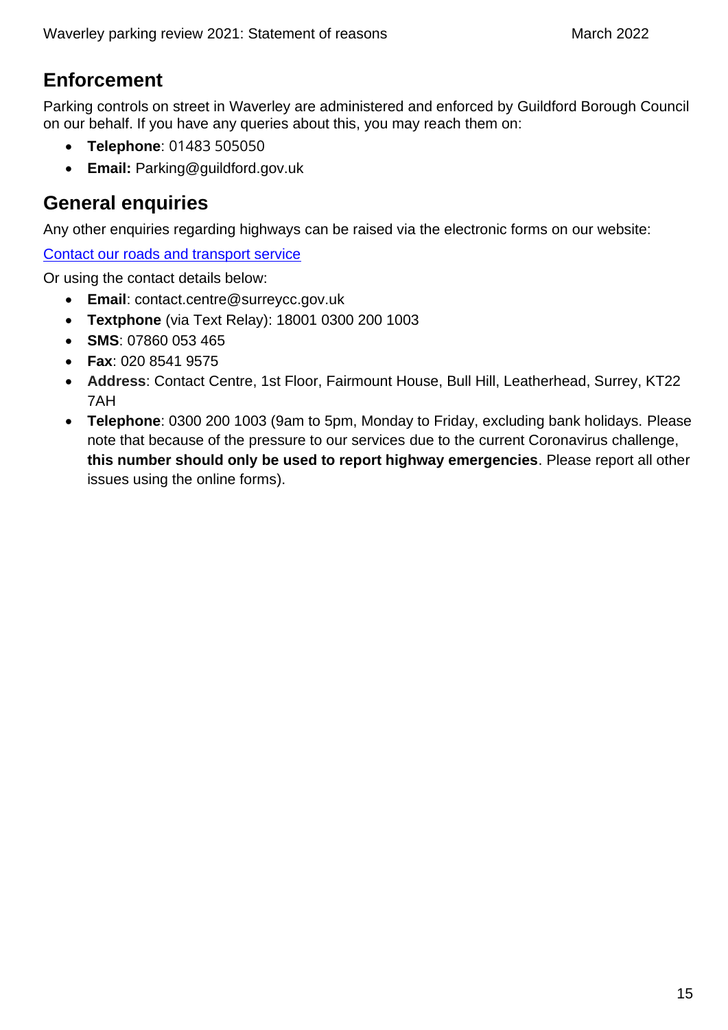## Enforcement

Parking controls on street in Waverley are administered and enforced by Guildford Borough Council on our behalf. If you have any queries about this, you may reach them on:

- **Telephone**: 01483 505050
- **Email:** Parking@guildford.gov.uk

## General enquiries

Any other enquiries regarding highways can be raised via the electronic forms on our website:

Contact our roads and transport service

Or using the contact details below:

- **Email**: contact.centre@surreycc.gov.uk
- **Textphone** (via Text Relay): 18001 0300 200 1003
- **SMS**: 07860 053 465
- **Fax**: 020 8541 9575
- **Address**: Contact Centre, 1st Floor, Fairmount House, Bull Hill, Leatherhead, Surrey, KT22 7AH
- **Telephone**: 0300 200 1003 (9am to 5pm, Monday to Friday, excluding bank holidays. Please note that because of the pressure to our services due to the current Coronavirus challenge, **this number should only be used to report highway emergencies**. Please report all other issues using the online forms).